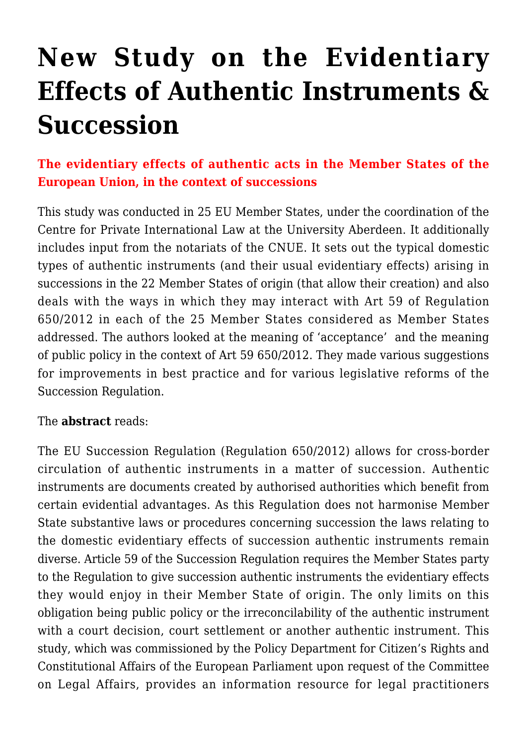# New Study on the Evidentiary Effects of Authentic Instruments & Succession

**The evidentiary effects of authentic acts in the Member States of the European Union, in the context of successions**

This study was conducted in 25 EU Member States, under the coordination of the Centre for Private International Law at the University Aberdeen. It additionally includes input from the notariats of the CNUE. It sets out the typical domestic types of authentic instruments (and their usual evidentiary effects) arising in successions in the 22 Member States of origin (that allow their creation) and also deals with the ways in which they may interact with Art 59 of Regulation 650/2012 in each of the 25 Member States considered as Member States addressed. The authors looked at the meaning of 'acceptance' and the meaning of public policy in the context of Art 59 650/2012. They made various suggestions for improvements in best practice and for various legislative reforms of the Succession Regulation.

The **abstract** reads:

The EU Succession Regulation (Regulation 650/2012) allows for cross-border circulation of authentic instruments in a matter of succession. Authentic instruments are documents created by authorised authorities which benefit from certain evidential advantages. As this Regulation does not harmonise Member State substantive laws or procedures concerning succession the laws relating to the domestic evidentiary effects of succession authentic instruments remain diverse. Article 59 of the Succession Regulation requires the Member States party to the Regulation to give succession authentic instruments the evidentiary effects they would enjoy in their Member State of origin. The only limits on this obligation being public policy or the irreconcilability of the authentic instrument with a court decision, court settlement or another authentic instrument. This study, which was commissioned by the Policy Department for Citizen's Rights and Constitutional Affairs of the European Parliament upon request of the Committee on Legal Affairs, provides an information resource for legal practitioners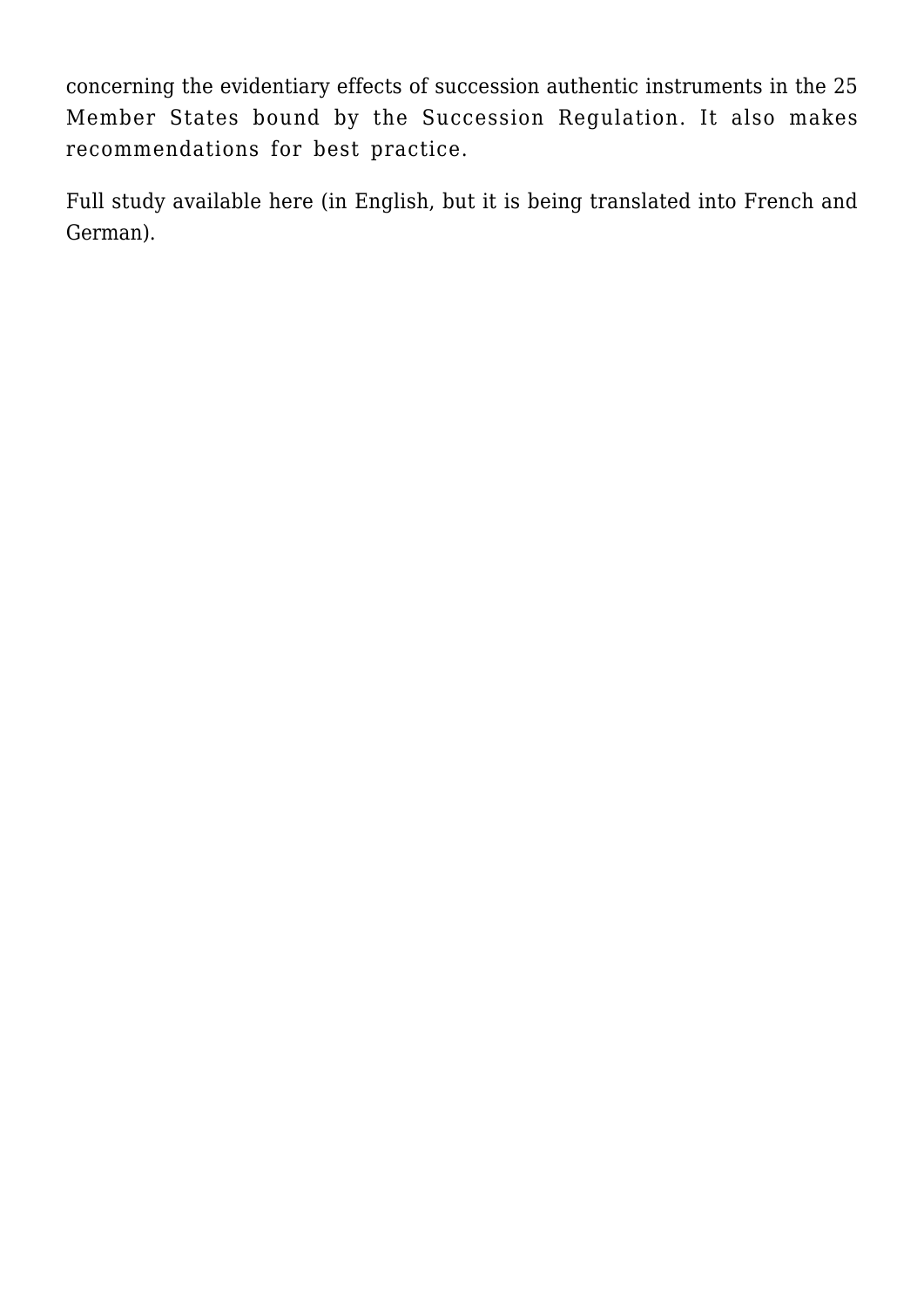concerning the evidentiary effects of succession authentic instruments in the 25 Member States bound by the Succession Regulation. It also makes recommendations for best practice.

Full study available here (in English, but it is being translated into French and German).